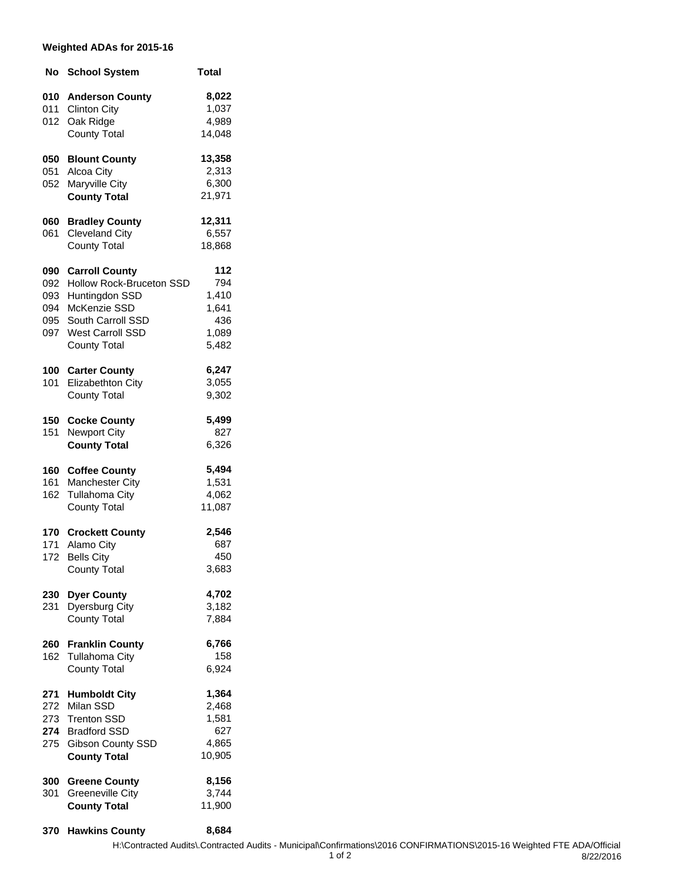**Weighted ADAs for 2015-16**

| No | School System | Total |
|---|---|---|
| **010** | **Anderson County** | **8,022** |
| 011 | Clinton City | 1,037 |
| 012 | Oak Ridge | 4,989 |
| | County Total | 14,048 |
| | | |
| **050** | **Blount County** | **13,358** |
| 051 | Alcoa City | 2,313 |
| 052 | Maryville City | 6,300 |
| | **County Total** | 21,971 |
| | | |
| **060** | **Bradley County** | **12,311** |
| 061 | Cleveland City | 6,557 |
| | County Total | 18,868 |
| | | |
| **090** | **Carroll County** | **112** |
| 092 | Hollow Rock-Bruceton SSD | 794 |
| 093 | Huntingdon SSD | 1,410 |
| 094 | McKenzie SSD | 1,641 |
| 095 | South Carroll SSD | 436 |
| 097 | West Carroll SSD | 1,089 |
| | County Total | 5,482 |
| | | |
| **100** | **Carter County** | **6,247** |
| 101 | Elizabethton City | 3,055 |
| | County Total | 9,302 |
| | | |
| **150** | **Cocke County** | **5,499** |
| 151 | Newport City | 827 |
| | **County Total** | 6,326 |
| | | |
| **160** | **Coffee County** | **5,494** |
| 161 | Manchester City | 1,531 |
| 162 | Tullahoma City | 4,062 |
| | County Total | 11,087 |
| | | |
| **170** | **Crockett County** | **2,546** |
| 171 | Alamo City | 687 |
| 172 | Bells City | 450 |
| | County Total | 3,683 |
| | | |
| **230** | **Dyer County** | **4,702** |
| 231 | Dyersburg City | 3,182 |
| | County Total | 7,884 |
| | | |
| **260** | **Franklin County** | **6,766** |
| 162 | Tullahoma City | 158 |
| | County Total | 6,924 |
| | | |
| **271** | **Humboldt City** | **1,364** |
| 272 | Milan SSD | 2,468 |
| 273 | Trenton SSD | 1,581 |
| **274** | Bradford SSD | 627 |
| 275 | Gibson County SSD | 4,865 |
| | **County Total** | 10,905 |
| | | |
| **300** | **Greene County** | **8,156** |
| 301 | Greeneville City | 3,744 |
| | **County Total** | 11,900 |
| | | |
| **370** | **Hawkins County** | **8,684** |

H:\Contracted Audits\.Contracted Audits - Municipal\Confirmations\2016 CONFIRMATIONS\2015-16 Weighted FTE ADA/Official
8/22/2016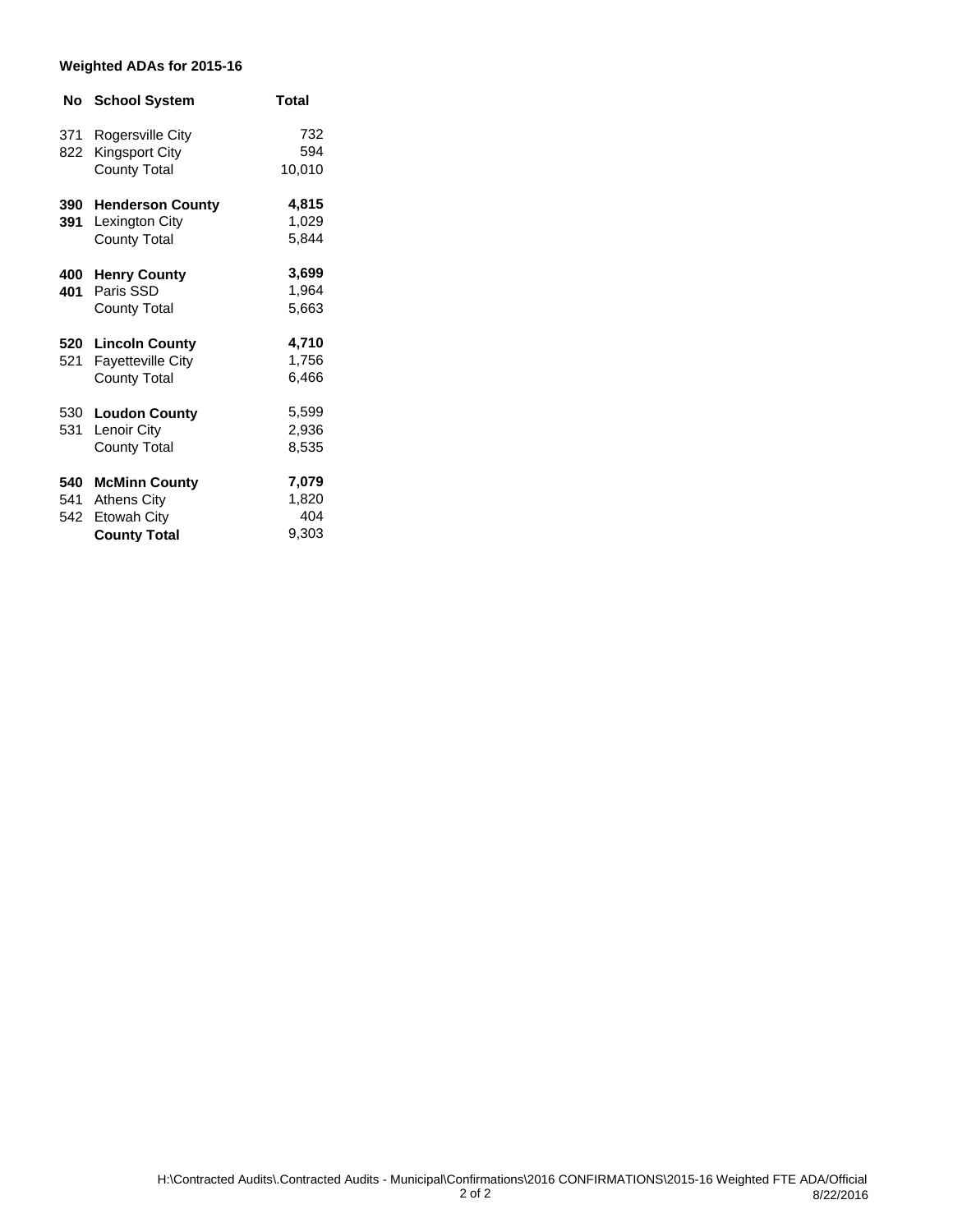**Weighted ADAs for 2015-16**

| No | School System | Total |
|---|---|---|
| 371 | Rogersville City | 732 |
| 822 | Kingsport City | 594 |
| | County Total | 10,010 |
| | | |
| **390** | **Henderson County** | **4,815** |
| **391** | Lexington City | 1,029 |
| | County Total | 5,844 |
| | | |
| **400** | **Henry County** | **3,699** |
| **401** | Paris SSD | 1,964 |
| | County Total | 5,663 |
| | | |
| **520** | **Lincoln County** | **4,710** |
| 521 | Fayetteville City | 1,756 |
| | County Total | 6,466 |
| | | |
| 530 | **Loudon County** | 5,599 |
| 531 | Lenoir City | 2,936 |
| | County Total | 8,535 |
| | | |
| **540** | **McMinn County** | **7,079** |
| 541 | Athens City | 1,820 |
| 542 | Etowah City | 404 |
| | **County Total** | 9,303 |

H:\Contracted Audits\.Contracted Audits - Municipal\Confirmations\2016 CONFIRMATIONS\2015-16 Weighted FTE ADA/Official
8/22/2016